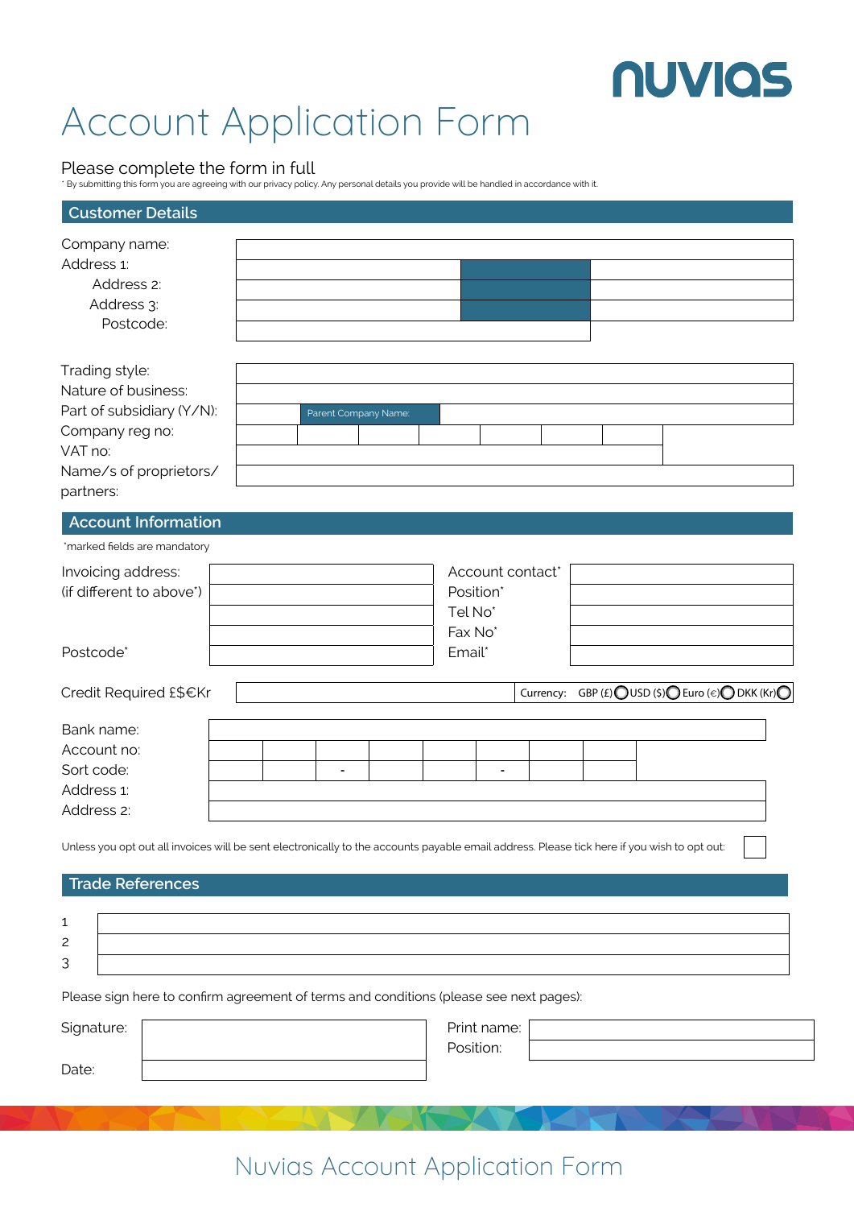nuvias

# Account Application Form

Please complete the form in full

* By submitting this form you are agreeing with our privacy policy. Any personal details you provide will be handled in accordance with it.

## Customer Details

Company name:

Address 1:

Address 2:

Address 3:

Postcode:

Trading style:

Nature of business:

Part of subsidiary (Y/N): Parent Company Name:

Company reg no:

VAT no:

Name/s of proprietors/ partners:

## Account Information

*marked fields are mandatory

Invoicing address: (if different to above*)

Postcode*

Account contact*

Position*

Tel No*

Fax No*

Email*

Credit Required £$€Kr Currency: GBP (£) USD ($) Euro (€) DKK (Kr)

Bank name:

Account no:

Sort code: - -

Address 1:

Address 2:

Unless you opt out all invoices will be sent electronically to the accounts payable email address. Please tick here if you wish to opt out:

## Trade References

1

2

3

Please sign here to confirm agreement of terms and conditions (please see next pages):

Signature:

Date:

Print name:

Position: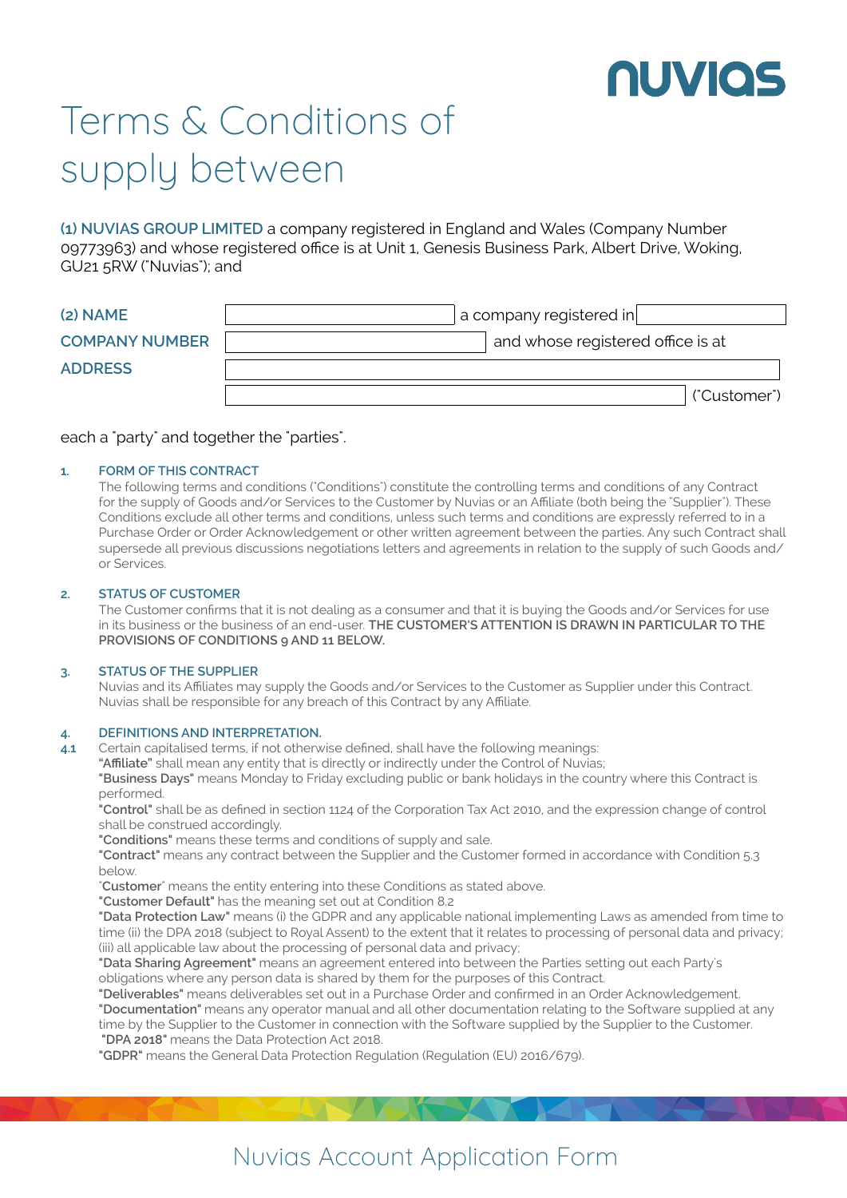# Terms & Conditions of supply between

**(1) NUVIAS GROUP LIMITED** a company registered in England and Wales (Company Number 09773963) and whose registered office is at Unit 1, Genesis Business Park, Albert Drive, Woking, GU21 5RW ("Nuvias"); and

| | | | |
|---|---|---|---|
| **(2) NAME** | | a company registered in | |
| **COMPANY NUMBER** | | and whose registered office is at | |
| **ADDRESS** | | | |
| | | | ("Customer") |

each a "party" and together the "parties".

**1. FORM OF THIS CONTRACT**

The following terms and conditions ("Conditions") constitute the controlling terms and conditions of any Contract for the supply of Goods and/or Services to the Customer by Nuvias or an Affiliate (both being the "Supplier"). These Conditions exclude all other terms and conditions, unless such terms and conditions are expressly referred to in a Purchase Order or Order Acknowledgement or other written agreement between the parties. Any such Contract shall supersede all previous discussions negotiations letters and agreements in relation to the supply of such Goods and/or Services.

**2. STATUS OF CUSTOMER**

The Customer confirms that it is not dealing as a consumer and that it is buying the Goods and/or Services for use in its business or the business of an end-user. **THE CUSTOMER'S ATTENTION IS DRAWN IN PARTICULAR TO THE PROVISIONS OF CONDITIONS 9 AND 11 BELOW.**

**3. STATUS OF THE SUPPLIER**

Nuvias and its Affiliates may supply the Goods and/or Services to the Customer as Supplier under this Contract. Nuvias shall be responsible for any breach of this Contract by any Affiliate.

**4. DEFINITIONS AND INTERPRETATION.**

**4.1** Certain capitalised terms, if not otherwise defined, shall have the following meanings:

**"Affiliate"** shall mean any entity that is directly or indirectly under the Control of Nuvias;

**"Business Days"** means Monday to Friday excluding public or bank holidays in the country where this Contract is performed.

**"Control"** shall be as defined in section 1124 of the Corporation Tax Act 2010, and the expression change of control shall be construed accordingly.

**"Conditions"** means these terms and conditions of supply and sale.

**"Contract"** means any contract between the Supplier and the Customer formed in accordance with Condition 5.3 below.

"**Customer**" means the entity entering into these Conditions as stated above.

**"Customer Default"** has the meaning set out at Condition 8.2

**"Data Protection Law"** means (i) the GDPR and any applicable national implementing Laws as amended from time to time (ii) the DPA 2018 (subject to Royal Assent) to the extent that it relates to processing of personal data and privacy; (iii) all applicable law about the processing of personal data and privacy;

**"Data Sharing Agreement"** means an agreement entered into between the Parties setting out each Party's obligations where any person data is shared by them for the purposes of this Contract.

**"Deliverables"** means deliverables set out in a Purchase Order and confirmed in an Order Acknowledgement.

**"Documentation"** means any operator manual and all other documentation relating to the Software supplied at any time by the Supplier to the Customer in connection with the Software supplied by the Supplier to the Customer.

**"DPA 2018"** means the Data Protection Act 2018.

**"GDPR"** means the General Data Protection Regulation (Regulation (EU) 2016/679).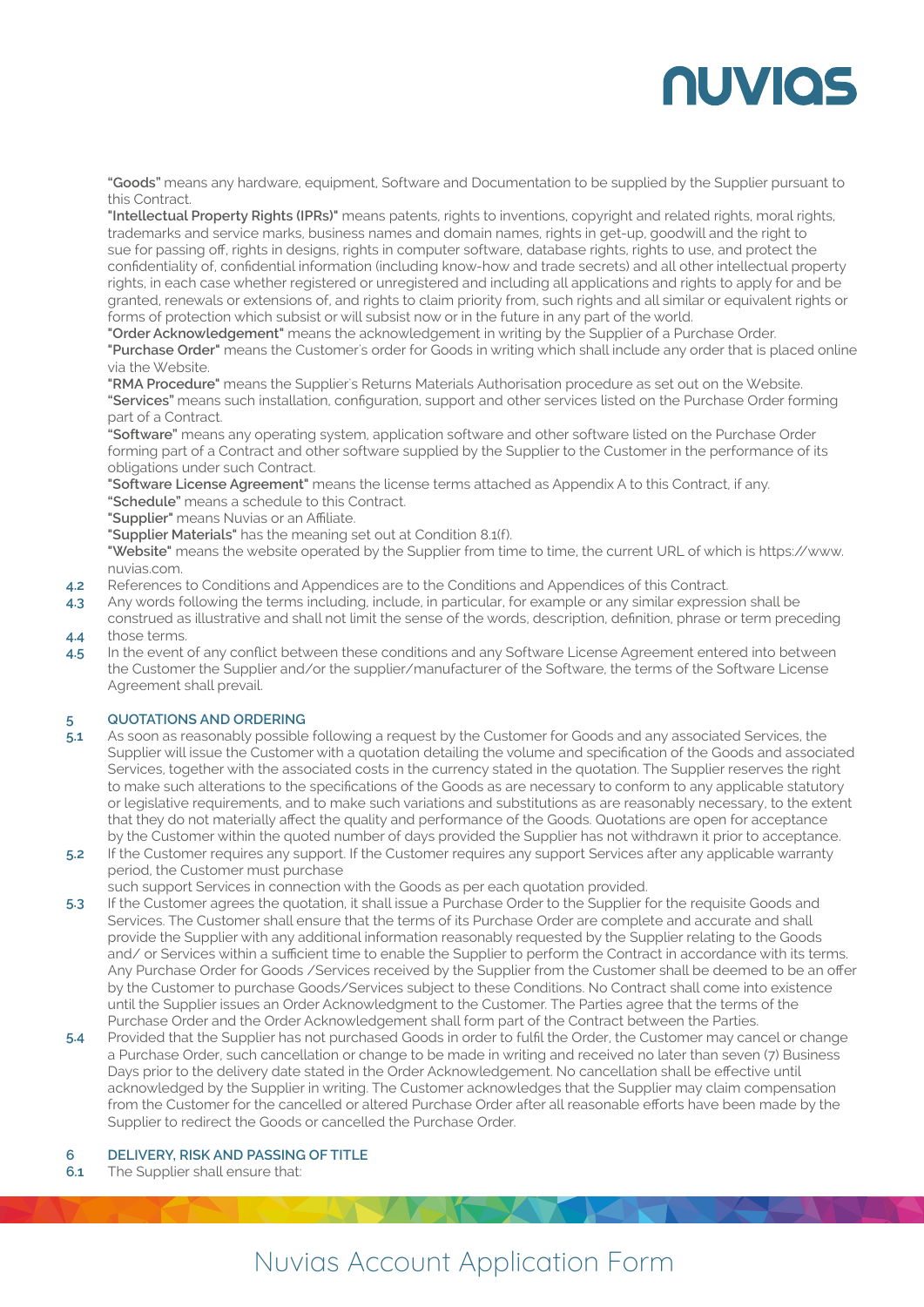**"Goods"** means any hardware, equipment, Software and Documentation to be supplied by the Supplier pursuant to this Contract.

**"Intellectual Property Rights (IPRs)"** means patents, rights to inventions, copyright and related rights, moral rights, trademarks and service marks, business names and domain names, rights in get-up, goodwill and the right to sue for passing off, rights in designs, rights in computer software, database rights, rights to use, and protect the confidentiality of, confidential information (including know-how and trade secrets) and all other intellectual property rights, in each case whether registered or unregistered and including all applications and rights to apply for and be granted, renewals or extensions of, and rights to claim priority from, such rights and all similar or equivalent rights or forms of protection which subsist or will subsist now or in the future in any part of the world.

**"Order Acknowledgement"** means the acknowledgement in writing by the Supplier of a Purchase Order.

**"Purchase Order"** means the Customer's order for Goods in writing which shall include any order that is placed online via the Website.

**"RMA Procedure"** means the Supplier's Returns Materials Authorisation procedure as set out on the Website.

**"Services"** means such installation, configuration, support and other services listed on the Purchase Order forming part of a Contract.

**"Software"** means any operating system, application software and other software listed on the Purchase Order forming part of a Contract and other software supplied by the Supplier to the Customer in the performance of its obligations under such Contract.

**"Software License Agreement"** means the license terms attached as Appendix A to this Contract, if any.

**"Schedule"** means a schedule to this Contract.

**"Supplier"** means Nuvias or an Affiliate.

**"Supplier Materials"** has the meaning set out at Condition 8.1(f).

**"Website"** means the website operated by the Supplier from time to time, the current URL of which is https://www.nuvias.com.

**4.2** References to Conditions and Appendices are to the Conditions and Appendices of this Contract.

**4.3** Any words following the terms including, include, in particular, for example or any similar expression shall be construed as illustrative and shall not limit the sense of the words, description, definition, phrase or term preceding

**4.4** those terms.

**4.5** In the event of any conflict between these conditions and any Software License Agreement entered into between the Customer the Supplier and/or the supplier/manufacturer of the Software, the terms of the Software License Agreement shall prevail.

## 5 QUOTATIONS AND ORDERING

**5.1** As soon as reasonably possible following a request by the Customer for Goods and any associated Services, the Supplier will issue the Customer with a quotation detailing the volume and specification of the Goods and associated Services, together with the associated costs in the currency stated in the quotation. The Supplier reserves the right to make such alterations to the specifications of the Goods as are necessary to conform to any applicable statutory or legislative requirements, and to make such variations and substitutions as are reasonably necessary, to the extent that they do not materially affect the quality and performance of the Goods. Quotations are open for acceptance by the Customer within the quoted number of days provided the Supplier has not withdrawn it prior to acceptance.

**5.2** If the Customer requires any support. If the Customer requires any support Services after any applicable warranty period, the Customer must purchase such support Services in connection with the Goods as per each quotation provided.

**5.3** If the Customer agrees the quotation, it shall issue a Purchase Order to the Supplier for the requisite Goods and Services. The Customer shall ensure that the terms of its Purchase Order are complete and accurate and shall provide the Supplier with any additional information reasonably requested by the Supplier relating to the Goods and/ or Services within a sufficient time to enable the Supplier to perform the Contract in accordance with its terms. Any Purchase Order for Goods /Services received by the Supplier from the Customer shall be deemed to be an offer by the Customer to purchase Goods/Services subject to these Conditions. No Contract shall come into existence until the Supplier issues an Order Acknowledgment to the Customer. The Parties agree that the terms of the Purchase Order and the Order Acknowledgement shall form part of the Contract between the Parties.

**5.4** Provided that the Supplier has not purchased Goods in order to fulfil the Order, the Customer may cancel or change a Purchase Order, such cancellation or change to be made in writing and received no later than seven (7) Business Days prior to the delivery date stated in the Order Acknowledgement. No cancellation shall be effective until acknowledged by the Supplier in writing. The Customer acknowledges that the Supplier may claim compensation from the Customer for the cancelled or altered Purchase Order after all reasonable efforts have been made by the Supplier to redirect the Goods or cancelled the Purchase Order.

## 6 DELIVERY, RISK AND PASSING OF TITLE

**6.1** The Supplier shall ensure that: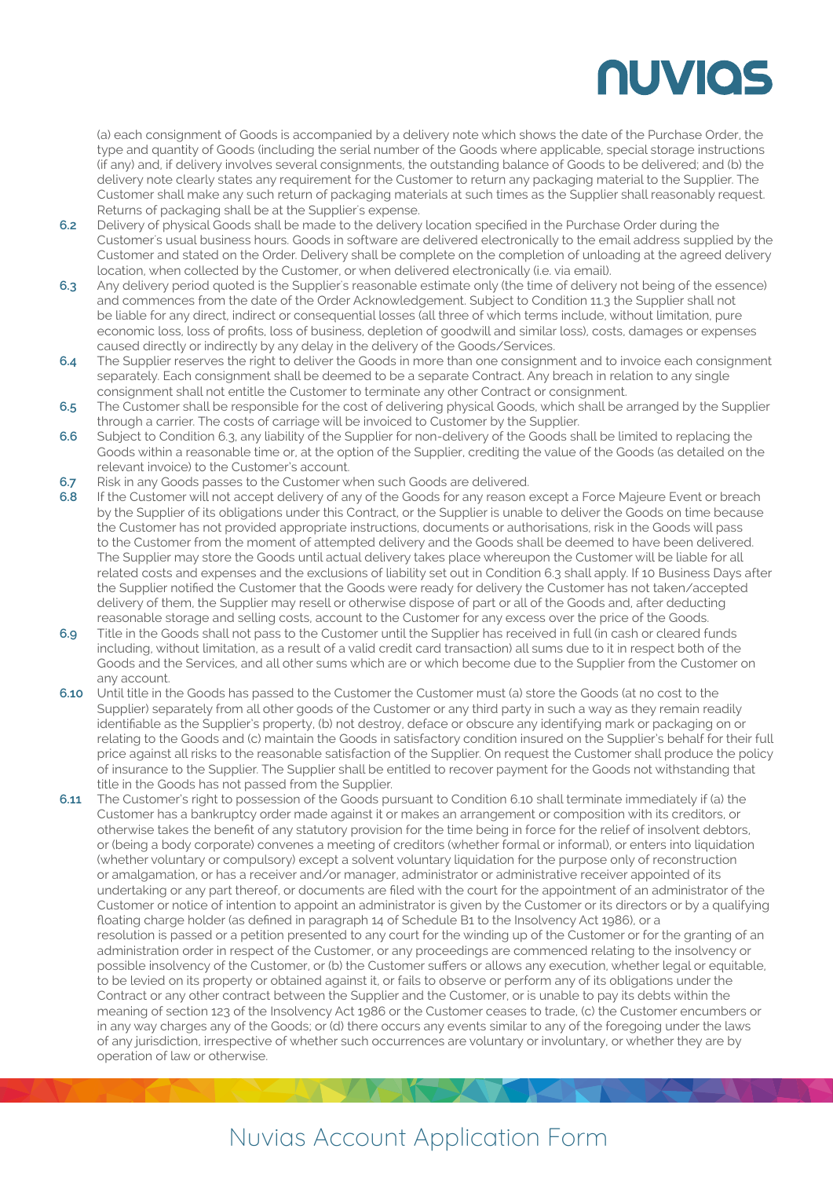(a) each consignment of Goods is accompanied by a delivery note which shows the date of the Purchase Order, the type and quantity of Goods (including the serial number of the Goods where applicable, special storage instructions (if any) and, if delivery involves several consignments, the outstanding balance of Goods to be delivered; and (b) the delivery note clearly states any requirement for the Customer to return any packaging material to the Supplier. The Customer shall make any such return of packaging materials at such times as the Supplier shall reasonably request. Returns of packaging shall be at the Supplier's expense.

**6.2** Delivery of physical Goods shall be made to the delivery location specified in the Purchase Order during the Customer's usual business hours. Goods in software are delivered electronically to the email address supplied by the Customer and stated on the Order. Delivery shall be complete on the completion of unloading at the agreed delivery location, when collected by the Customer, or when delivered electronically (i.e. via email).

**6.3** Any delivery period quoted is the Supplier's reasonable estimate only (the time of delivery not being of the essence) and commences from the date of the Order Acknowledgement. Subject to Condition 11.3 the Supplier shall not be liable for any direct, indirect or consequential losses (all three of which terms include, without limitation, pure economic loss, loss of profits, loss of business, depletion of goodwill and similar loss), costs, damages or expenses caused directly or indirectly by any delay in the delivery of the Goods/Services.

**6.4** The Supplier reserves the right to deliver the Goods in more than one consignment and to invoice each consignment separately. Each consignment shall be deemed to be a separate Contract. Any breach in relation to any single consignment shall not entitle the Customer to terminate any other Contract or consignment.

**6.5** The Customer shall be responsible for the cost of delivering physical Goods, which shall be arranged by the Supplier through a carrier. The costs of carriage will be invoiced to Customer by the Supplier.

**6.6** Subject to Condition 6.3, any liability of the Supplier for non-delivery of the Goods shall be limited to replacing the Goods within a reasonable time or, at the option of the Supplier, crediting the value of the Goods (as detailed on the relevant invoice) to the Customer's account.

**6.7** Risk in any Goods passes to the Customer when such Goods are delivered.

**6.8** If the Customer will not accept delivery of any of the Goods for any reason except a Force Majeure Event or breach by the Supplier of its obligations under this Contract, or the Supplier is unable to deliver the Goods on time because the Customer has not provided appropriate instructions, documents or authorisations, risk in the Goods will pass to the Customer from the moment of attempted delivery and the Goods shall be deemed to have been delivered. The Supplier may store the Goods until actual delivery takes place whereupon the Customer will be liable for all related costs and expenses and the exclusions of liability set out in Condition 6.3 shall apply. If 10 Business Days after the Supplier notified the Customer that the Goods were ready for delivery the Customer has not taken/accepted delivery of them, the Supplier may resell or otherwise dispose of part or all of the Goods and, after deducting reasonable storage and selling costs, account to the Customer for any excess over the price of the Goods.

**6.9** Title in the Goods shall not pass to the Customer until the Supplier has received in full (in cash or cleared funds including, without limitation, as a result of a valid credit card transaction) all sums due to it in respect both of the Goods and the Services, and all other sums which are or which become due to the Supplier from the Customer on any account.

**6.10** Until title in the Goods has passed to the Customer the Customer must (a) store the Goods (at no cost to the Supplier) separately from all other goods of the Customer or any third party in such a way as they remain readily identifiable as the Supplier's property, (b) not destroy, deface or obscure any identifying mark or packaging on or relating to the Goods and (c) maintain the Goods in satisfactory condition insured on the Supplier's behalf for their full price against all risks to the reasonable satisfaction of the Supplier. On request the Customer shall produce the policy of insurance to the Supplier. The Supplier shall be entitled to recover payment for the Goods not withstanding that title in the Goods has not passed from the Supplier.

**6.11** The Customer's right to possession of the Goods pursuant to Condition 6.10 shall terminate immediately if (a) the Customer has a bankruptcy order made against it or makes an arrangement or composition with its creditors, or otherwise takes the benefit of any statutory provision for the time being in force for the relief of insolvent debtors, or (being a body corporate) convenes a meeting of creditors (whether formal or informal), or enters into liquidation (whether voluntary or compulsory) except a solvent voluntary liquidation for the purpose only of reconstruction or amalgamation, or has a receiver and/or manager, administrator or administrative receiver appointed of its undertaking or any part thereof, or documents are filed with the court for the appointment of an administrator of the Customer or notice of intention to appoint an administrator is given by the Customer or its directors or by a qualifying floating charge holder (as defined in paragraph 14 of Schedule B1 to the Insolvency Act 1986), or a resolution is passed or a petition presented to any court for the winding up of the Customer or for the granting of an administration order in respect of the Customer, or any proceedings are commenced relating to the insolvency or possible insolvency of the Customer, or (b) the Customer suffers or allows any execution, whether legal or equitable, to be levied on its property or obtained against it, or fails to observe or perform any of its obligations under the Contract or any other contract between the Supplier and the Customer, or is unable to pay its debts within the meaning of section 123 of the Insolvency Act 1986 or the Customer ceases to trade, (c) the Customer encumbers or in any way charges any of the Goods; or (d) there occurs any events similar to any of the foregoing under the laws of any jurisdiction, irrespective of whether such occurrences are voluntary or involuntary, or whether they are by operation of law or otherwise.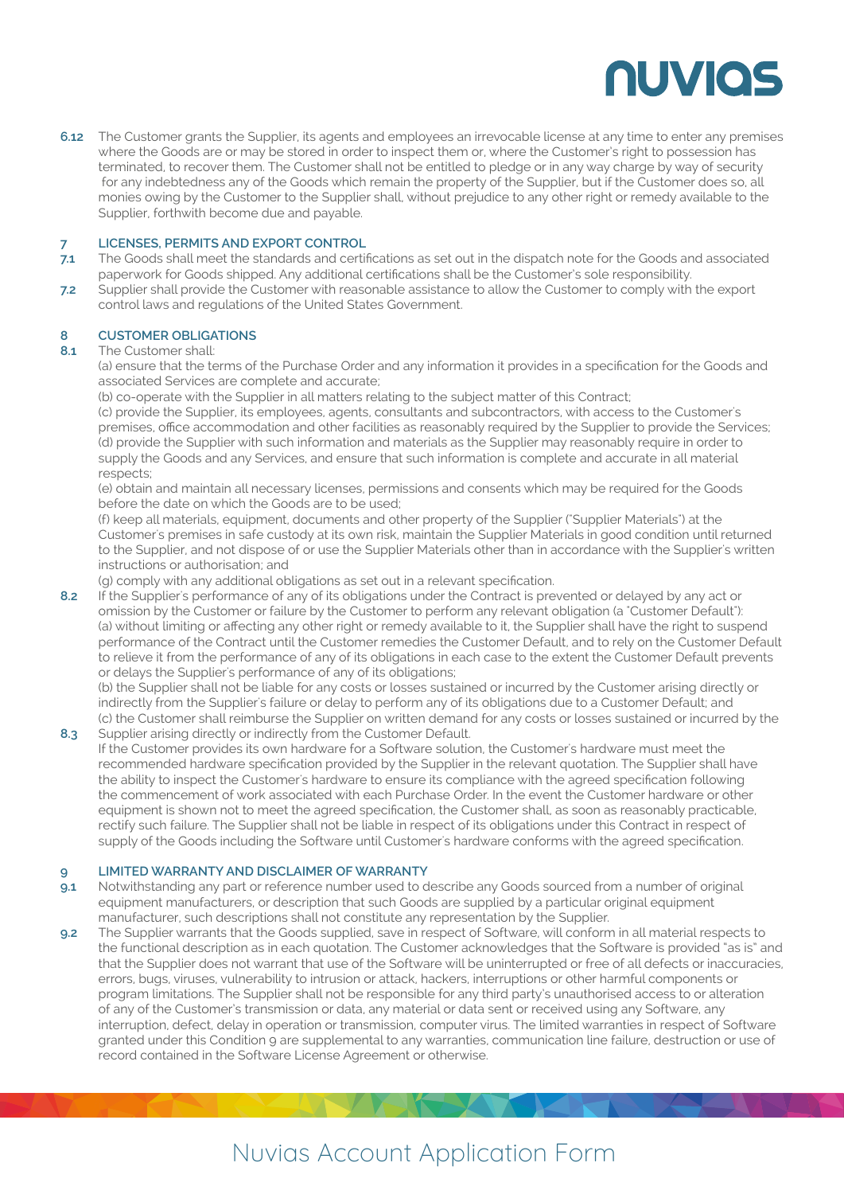**6.12** The Customer grants the Supplier, its agents and employees an irrevocable license at any time to enter any premises where the Goods are or may be stored in order to inspect them or, where the Customer's right to possession has terminated, to recover them. The Customer shall not be entitled to pledge or in any way charge by way of security for any indebtedness any of the Goods which remain the property of the Supplier, but if the Customer does so, all monies owing by the Customer to the Supplier shall, without prejudice to any other right or remedy available to the Supplier, forthwith become due and payable.

## 7 LICENSES, PERMITS AND EXPORT CONTROL

**7.1** The Goods shall meet the standards and certifications as set out in the dispatch note for the Goods and associated paperwork for Goods shipped. Any additional certifications shall be the Customer's sole responsibility.

**7.2** Supplier shall provide the Customer with reasonable assistance to allow the Customer to comply with the export control laws and regulations of the United States Government.

## 8 CUSTOMER OBLIGATIONS

**8.1** The Customer shall:

(a) ensure that the terms of the Purchase Order and any information it provides in a specification for the Goods and associated Services are complete and accurate;

(b) co-operate with the Supplier in all matters relating to the subject matter of this Contract;

(c) provide the Supplier, its employees, agents, consultants and subcontractors, with access to the Customer's premises, office accommodation and other facilities as reasonably required by the Supplier to provide the Services;

(d) provide the Supplier with such information and materials as the Supplier may reasonably require in order to supply the Goods and any Services, and ensure that such information is complete and accurate in all material respects;

(e) obtain and maintain all necessary licenses, permissions and consents which may be required for the Goods before the date on which the Goods are to be used;

(f) keep all materials, equipment, documents and other property of the Supplier ("Supplier Materials") at the Customer's premises in safe custody at its own risk, maintain the Supplier Materials in good condition until returned to the Supplier, and not dispose of or use the Supplier Materials other than in accordance with the Supplier's written instructions or authorisation; and

(g) comply with any additional obligations as set out in a relevant specification.

**8.2** If the Supplier's performance of any of its obligations under the Contract is prevented or delayed by any act or omission by the Customer or failure by the Customer to perform any relevant obligation (a "Customer Default"):

(a) without limiting or affecting any other right or remedy available to it, the Supplier shall have the right to suspend performance of the Contract until the Customer remedies the Customer Default, and to rely on the Customer Default to relieve it from the performance of any of its obligations in each case to the extent the Customer Default prevents or delays the Supplier's performance of any of its obligations;

(b) the Supplier shall not be liable for any costs or losses sustained or incurred by the Customer arising directly or indirectly from the Supplier's failure or delay to perform any of its obligations due to a Customer Default; and

(c) the Customer shall reimburse the Supplier on written demand for any costs or losses sustained or incurred by the Supplier arising directly or indirectly from the Customer Default.

**8.3** If the Customer provides its own hardware for a Software solution, the Customer's hardware must meet the recommended hardware specification provided by the Supplier in the relevant quotation. The Supplier shall have the ability to inspect the Customer's hardware to ensure its compliance with the agreed specification following the commencement of work associated with each Purchase Order. In the event the Customer hardware or other equipment is shown not to meet the agreed specification, the Customer shall, as soon as reasonably practicable, rectify such failure. The Supplier shall not be liable in respect of its obligations under this Contract in respect of supply of the Goods including the Software until Customer's hardware conforms with the agreed specification.

## 9 LIMITED WARRANTY AND DISCLAIMER OF WARRANTY

**9.1** Notwithstanding any part or reference number used to describe any Goods sourced from a number of original equipment manufacturers, or description that such Goods are supplied by a particular original equipment manufacturer, such descriptions shall not constitute any representation by the Supplier.

**9.2** The Supplier warrants that the Goods supplied, save in respect of Software, will conform in all material respects to the functional description as in each quotation. The Customer acknowledges that the Software is provided "as is" and that the Supplier does not warrant that use of the Software will be uninterrupted or free of all defects or inaccuracies, errors, bugs, viruses, vulnerability to intrusion or attack, hackers, interruptions or other harmful components or program limitations. The Supplier shall not be responsible for any third party's unauthorised access to or alteration of any of the Customer's transmission or data, any material or data sent or received using any Software, any interruption, defect, delay in operation or transmission, computer virus. The limited warranties in respect of Software granted under this Condition 9 are supplemental to any warranties, communication line failure, destruction or use of record contained in the Software License Agreement or otherwise.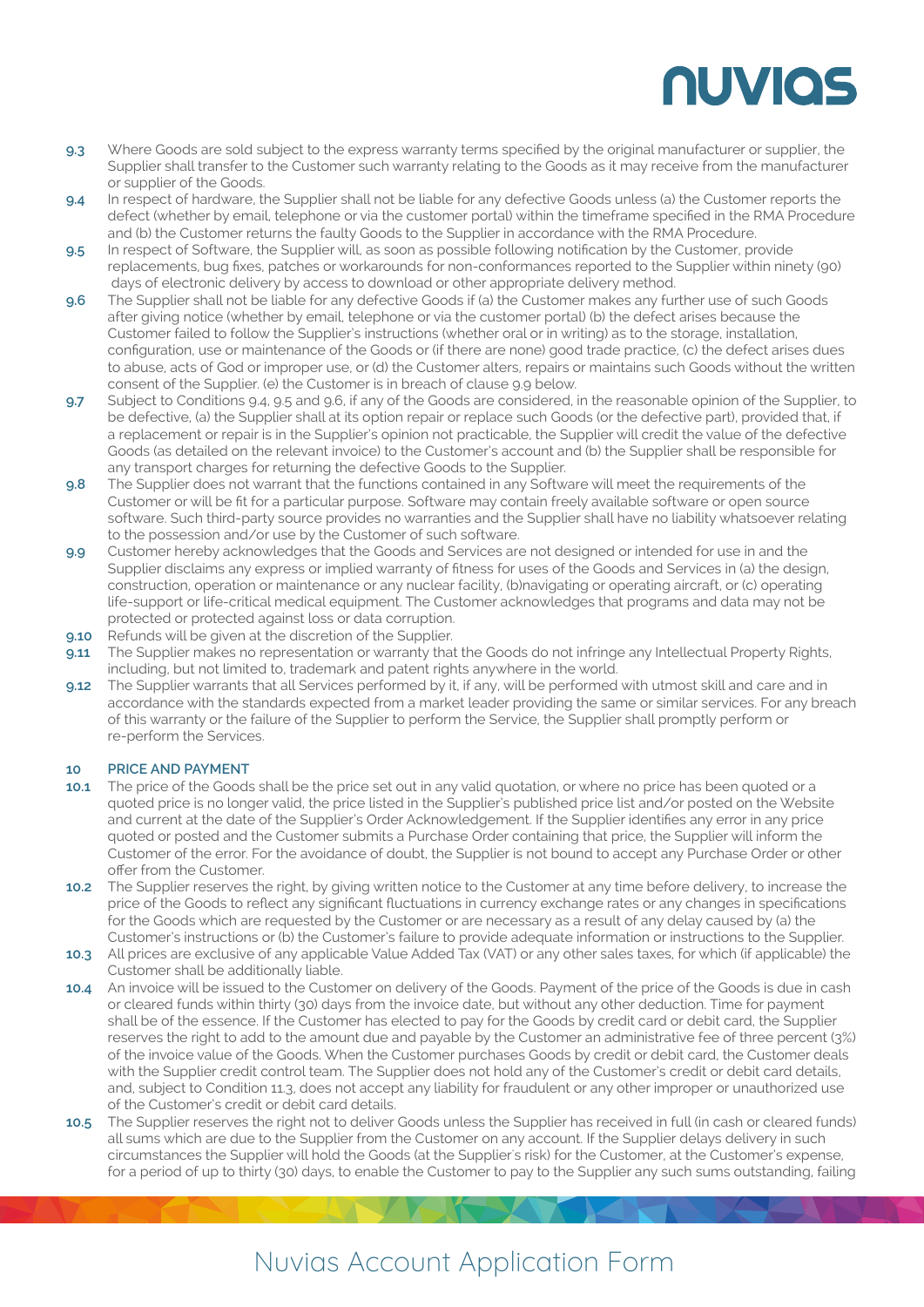**9.3** Where Goods are sold subject to the express warranty terms specified by the original manufacturer or supplier, the Supplier shall transfer to the Customer such warranty relating to the Goods as it may receive from the manufacturer or supplier of the Goods.

**9.4** In respect of hardware, the Supplier shall not be liable for any defective Goods unless (a) the Customer reports the defect (whether by email, telephone or via the customer portal) within the timeframe specified in the RMA Procedure and (b) the Customer returns the faulty Goods to the Supplier in accordance with the RMA Procedure.

**9.5** In respect of Software, the Supplier will, as soon as possible following notification by the Customer, provide replacements, bug fixes, patches or workarounds for non-conformances reported to the Supplier within ninety (90) days of electronic delivery by access to download or other appropriate delivery method.

**9.6** The Supplier shall not be liable for any defective Goods if (a) the Customer makes any further use of such Goods after giving notice (whether by email, telephone or via the customer portal) (b) the defect arises because the Customer failed to follow the Supplier's instructions (whether oral or in writing) as to the storage, installation, configuration, use or maintenance of the Goods or (if there are none) good trade practice, (c) the defect arises dues to abuse, acts of God or improper use, or (d) the Customer alters, repairs or maintains such Goods without the written consent of the Supplier. (e) the Customer is in breach of clause 9.9 below.

**9.7** Subject to Conditions 9.4, 9.5 and 9.6, if any of the Goods are considered, in the reasonable opinion of the Supplier, to be defective, (a) the Supplier shall at its option repair or replace such Goods (or the defective part), provided that, if a replacement or repair is in the Supplier's opinion not practicable, the Supplier will credit the value of the defective Goods (as detailed on the relevant invoice) to the Customer's account and (b) the Supplier shall be responsible for any transport charges for returning the defective Goods to the Supplier.

**9.8** The Supplier does not warrant that the functions contained in any Software will meet the requirements of the Customer or will be fit for a particular purpose. Software may contain freely available software or open source software. Such third-party source provides no warranties and the Supplier shall have no liability whatsoever relating to the possession and/or use by the Customer of such software.

**9.9** Customer hereby acknowledges that the Goods and Services are not designed or intended for use in and the Supplier disclaims any express or implied warranty of fitness for uses of the Goods and Services in (a) the design, construction, operation or maintenance or any nuclear facility, (b)navigating or operating aircraft, or (c) operating life-support or life-critical medical equipment. The Customer acknowledges that programs and data may not be protected or protected against loss or data corruption.

**9.10** Refunds will be given at the discretion of the Supplier.

**9.11** The Supplier makes no representation or warranty that the Goods do not infringe any Intellectual Property Rights, including, but not limited to, trademark and patent rights anywhere in the world.

**9.12** The Supplier warrants that all Services performed by it, if any, will be performed with utmost skill and care and in accordance with the standards expected from a market leader providing the same or similar services. For any breach of this warranty or the failure of the Supplier to perform the Service, the Supplier shall promptly perform or re-perform the Services.

## 10 PRICE AND PAYMENT

**10.1** The price of the Goods shall be the price set out in any valid quotation, or where no price has been quoted or a quoted price is no longer valid, the price listed in the Supplier's published price list and/or posted on the Website and current at the date of the Supplier's Order Acknowledgement. If the Supplier identifies any error in any price quoted or posted and the Customer submits a Purchase Order containing that price, the Supplier will inform the Customer of the error. For the avoidance of doubt, the Supplier is not bound to accept any Purchase Order or other offer from the Customer.

**10.2** The Supplier reserves the right, by giving written notice to the Customer at any time before delivery, to increase the price of the Goods to reflect any significant fluctuations in currency exchange rates or any changes in specifications for the Goods which are requested by the Customer or are necessary as a result of any delay caused by (a) the Customer's instructions or (b) the Customer's failure to provide adequate information or instructions to the Supplier.

**10.3** All prices are exclusive of any applicable Value Added Tax (VAT) or any other sales taxes, for which (if applicable) the Customer shall be additionally liable.

**10.4** An invoice will be issued to the Customer on delivery of the Goods. Payment of the price of the Goods is due in cash or cleared funds within thirty (30) days from the invoice date, but without any other deduction. Time for payment shall be of the essence. If the Customer has elected to pay for the Goods by credit card or debit card, the Supplier reserves the right to add to the amount due and payable by the Customer an administrative fee of three percent (3%) of the invoice value of the Goods. When the Customer purchases Goods by credit or debit card, the Customer deals with the Supplier credit control team. The Supplier does not hold any of the Customer's credit or debit card details, and, subject to Condition 11.3, does not accept any liability for fraudulent or any other improper or unauthorized use of the Customer's credit or debit card details.

**10.5** The Supplier reserves the right not to deliver Goods unless the Supplier has received in full (in cash or cleared funds) all sums which are due to the Supplier from the Customer on any account. If the Supplier delays delivery in such circumstances the Supplier will hold the Goods (at the Supplier's risk) for the Customer, at the Customer's expense, for a period of up to thirty (30) days, to enable the Customer to pay to the Supplier any such sums outstanding, failing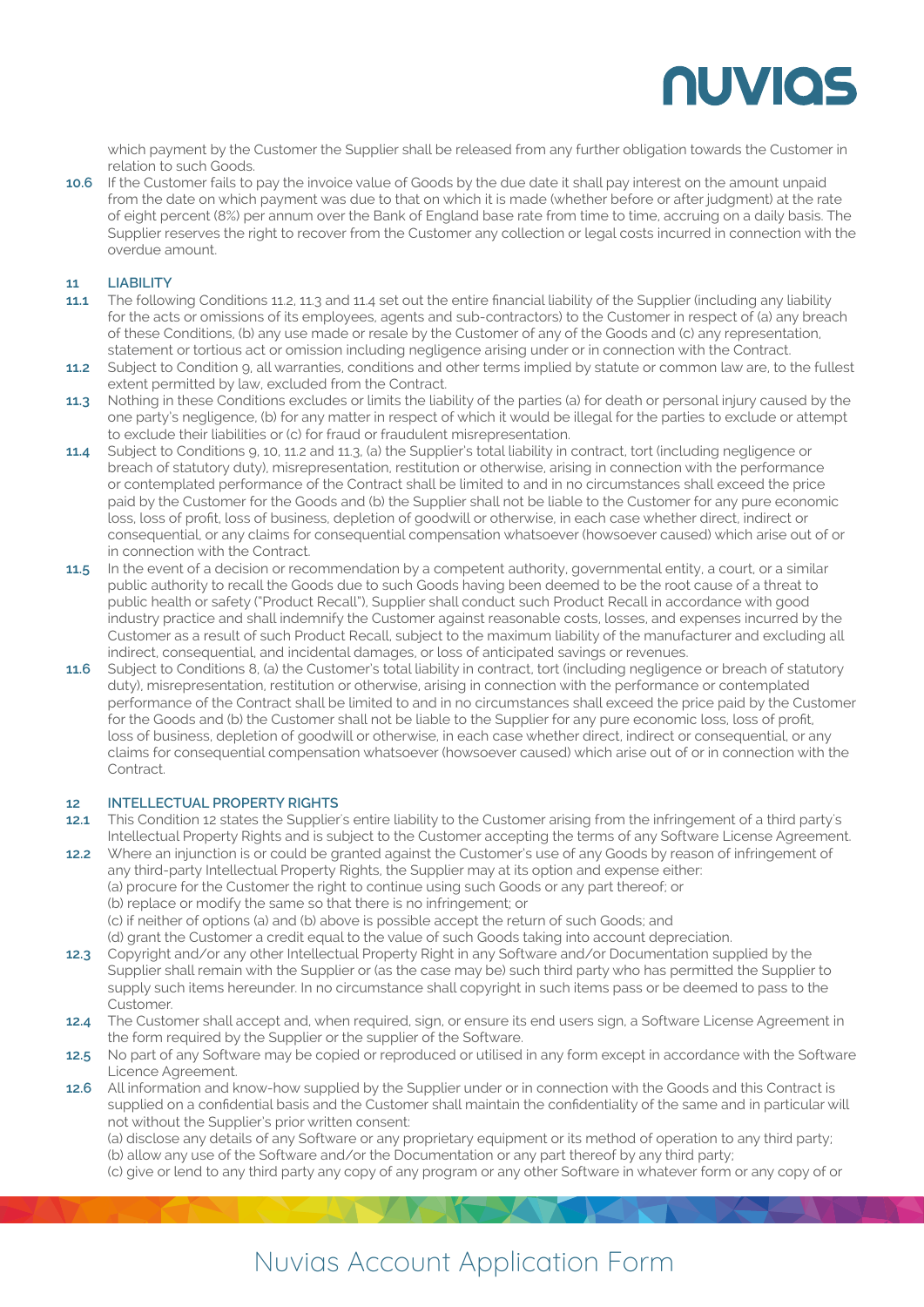which payment by the Customer the Supplier shall be released from any further obligation towards the Customer in relation to such Goods.

**10.6** If the Customer fails to pay the invoice value of Goods by the due date it shall pay interest on the amount unpaid from the date on which payment was due to that on which it is made (whether before or after judgment) at the rate of eight percent (8%) per annum over the Bank of England base rate from time to time, accruing on a daily basis. The Supplier reserves the right to recover from the Customer any collection or legal costs incurred in connection with the overdue amount.

## 11 LIABILITY

**11.1** The following Conditions 11.2, 11.3 and 11.4 set out the entire financial liability of the Supplier (including any liability for the acts or omissions of its employees, agents and sub-contractors) to the Customer in respect of (a) any breach of these Conditions, (b) any use made or resale by the Customer of any of the Goods and (c) any representation, statement or tortious act or omission including negligence arising under or in connection with the Contract.

**11.2** Subject to Condition 9, all warranties, conditions and other terms implied by statute or common law are, to the fullest extent permitted by law, excluded from the Contract.

**11.3** Nothing in these Conditions excludes or limits the liability of the parties (a) for death or personal injury caused by the one party's negligence, (b) for any matter in respect of which it would be illegal for the parties to exclude or attempt to exclude their liabilities or (c) for fraud or fraudulent misrepresentation.

**11.4** Subject to Conditions 9, 10, 11.2 and 11.3, (a) the Supplier's total liability in contract, tort (including negligence or breach of statutory duty), misrepresentation, restitution or otherwise, arising in connection with the performance or contemplated performance of the Contract shall be limited to and in no circumstances shall exceed the price paid by the Customer for the Goods and (b) the Supplier shall not be liable to the Customer for any pure economic loss, loss of profit, loss of business, depletion of goodwill or otherwise, in each case whether direct, indirect or consequential, or any claims for consequential compensation whatsoever (howsoever caused) which arise out of or in connection with the Contract.

**11.5** In the event of a decision or recommendation by a competent authority, governmental entity, a court, or a similar public authority to recall the Goods due to such Goods having been deemed to be the root cause of a threat to public health or safety ("Product Recall"), Supplier shall conduct such Product Recall in accordance with good industry practice and shall indemnify the Customer against reasonable costs, losses, and expenses incurred by the Customer as a result of such Product Recall, subject to the maximum liability of the manufacturer and excluding all indirect, consequential, and incidental damages, or loss of anticipated savings or revenues.

**11.6** Subject to Conditions 8, (a) the Customer's total liability in contract, tort (including negligence or breach of statutory duty), misrepresentation, restitution or otherwise, arising in connection with the performance or contemplated performance of the Contract shall be limited to and in no circumstances shall exceed the price paid by the Customer for the Goods and (b) the Customer shall not be liable to the Supplier for any pure economic loss, loss of profit, loss of business, depletion of goodwill or otherwise, in each case whether direct, indirect or consequential, or any claims for consequential compensation whatsoever (howsoever caused) which arise out of or in connection with the Contract.

## 12 INTELLECTUAL PROPERTY RIGHTS

**12.1** This Condition 12 states the Supplier's entire liability to the Customer arising from the infringement of a third party's Intellectual Property Rights and is subject to the Customer accepting the terms of any Software License Agreement.

**12.2** Where an injunction is or could be granted against the Customer's use of any Goods by reason of infringement of any third-party Intellectual Property Rights, the Supplier may at its option and expense either:
(a) procure for the Customer the right to continue using such Goods or any part thereof; or
(b) replace or modify the same so that there is no infringement; or
(c) if neither of options (a) and (b) above is possible accept the return of such Goods; and
(d) grant the Customer a credit equal to the value of such Goods taking into account depreciation.

**12.3** Copyright and/or any other Intellectual Property Right in any Software and/or Documentation supplied by the Supplier shall remain with the Supplier or (as the case may be) such third party who has permitted the Supplier to supply such items hereunder. In no circumstance shall copyright in such items pass or be deemed to pass to the Customer.

**12.4** The Customer shall accept and, when required, sign, or ensure its end users sign, a Software License Agreement in the form required by the Supplier or the supplier of the Software.

**12.5** No part of any Software may be copied or reproduced or utilised in any form except in accordance with the Software Licence Agreement.

**12.6** All information and know-how supplied by the Supplier under or in connection with the Goods and this Contract is supplied on a confidential basis and the Customer shall maintain the confidentiality of the same and in particular will not without the Supplier's prior written consent:
(a) disclose any details of any Software or any proprietary equipment or its method of operation to any third party;
(b) allow any use of the Software and/or the Documentation or any part thereof by any third party;
(c) give or lend to any third party any copy of any program or any other Software in whatever form or any copy of or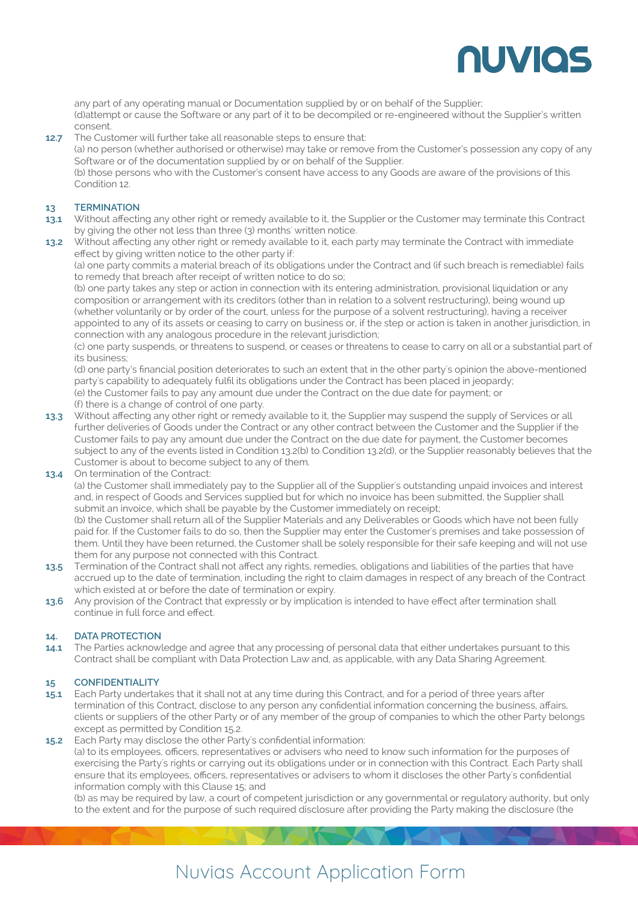any part of any operating manual or Documentation supplied by or on behalf of the Supplier;
(d)attempt or cause the Software or any part of it to be decompiled or re-engineered without the Supplier's written consent.

**12.7** The Customer will further take all reasonable steps to ensure that:
(a) no person (whether authorised or otherwise) may take or remove from the Customer's possession any copy of any Software or of the documentation supplied by or on behalf of the Supplier.
(b) those persons who with the Customer's consent have access to any Goods are aware of the provisions of this Condition 12.

## 13 TERMINATION

**13.1** Without affecting any other right or remedy available to it, the Supplier or the Customer may terminate this Contract by giving the other not less than three (3) months' written notice.

**13.2** Without affecting any other right or remedy available to it, each party may terminate the Contract with immediate effect by giving written notice to the other party if:
(a) one party commits a material breach of its obligations under the Contract and (if such breach is remediable) fails to remedy that breach after receipt of written notice to do so;
(b) one party takes any step or action in connection with its entering administration, provisional liquidation or any composition or arrangement with its creditors (other than in relation to a solvent restructuring), being wound up (whether voluntarily or by order of the court, unless for the purpose of a solvent restructuring), having a receiver appointed to any of its assets or ceasing to carry on business or, if the step or action is taken in another jurisdiction, in connection with any analogous procedure in the relevant jurisdiction;
(c) one party suspends, or threatens to suspend, or ceases or threatens to cease to carry on all or a substantial part of its business;
(d) one party's financial position deteriorates to such an extent that in the other party's opinion the above-mentioned party's capability to adequately fulfil its obligations under the Contract has been placed in jeopardy;
(e) the Customer fails to pay any amount due under the Contract on the due date for payment; or
(f) there is a change of control of one party.

**13.3** Without affecting any other right or remedy available to it, the Supplier may suspend the supply of Services or all further deliveries of Goods under the Contract or any other contract between the Customer and the Supplier if the Customer fails to pay any amount due under the Contract on the due date for payment, the Customer becomes subject to any of the events listed in Condition 13.2(b) to Condition 13.2(d), or the Supplier reasonably believes that the Customer is about to become subject to any of them.

**13.4** On termination of the Contract:
(a) the Customer shall immediately pay to the Supplier all of the Supplier's outstanding unpaid invoices and interest and, in respect of Goods and Services supplied but for which no invoice has been submitted, the Supplier shall submit an invoice, which shall be payable by the Customer immediately on receipt;
(b) the Customer shall return all of the Supplier Materials and any Deliverables or Goods which have not been fully paid for. If the Customer fails to do so, then the Supplier may enter the Customer's premises and take possession of them. Until they have been returned, the Customer shall be solely responsible for their safe keeping and will not use them for any purpose not connected with this Contract.

**13.5** Termination of the Contract shall not affect any rights, remedies, obligations and liabilities of the parties that have accrued up to the date of termination, including the right to claim damages in respect of any breach of the Contract which existed at or before the date of termination or expiry.

**13.6** Any provision of the Contract that expressly or by implication is intended to have effect after termination shall continue in full force and effect.

## 14. DATA PROTECTION

**14.1** The Parties acknowledge and agree that any processing of personal data that either undertakes pursuant to this Contract shall be compliant with Data Protection Law and, as applicable, with any Data Sharing Agreement.

## 15 CONFIDENTIALITY

**15.1** Each Party undertakes that it shall not at any time during this Contract, and for a period of three years after termination of this Contract, disclose to any person any confidential information concerning the business, affairs, clients or suppliers of the other Party or of any member of the group of companies to which the other Party belongs except as permitted by Condition 15.2.

**15.2** Each Party may disclose the other Party's confidential information:
(a) to its employees, officers, representatives or advisers who need to know such information for the purposes of exercising the Party's rights or carrying out its obligations under or in connection with this Contract. Each Party shall ensure that its employees, officers, representatives or advisers to whom it discloses the other Party's confidential information comply with this Clause 15; and
(b) as may be required by law, a court of competent jurisdiction or any governmental or regulatory authority, but only to the extent and for the purpose of such required disclosure after providing the Party making the disclosure (the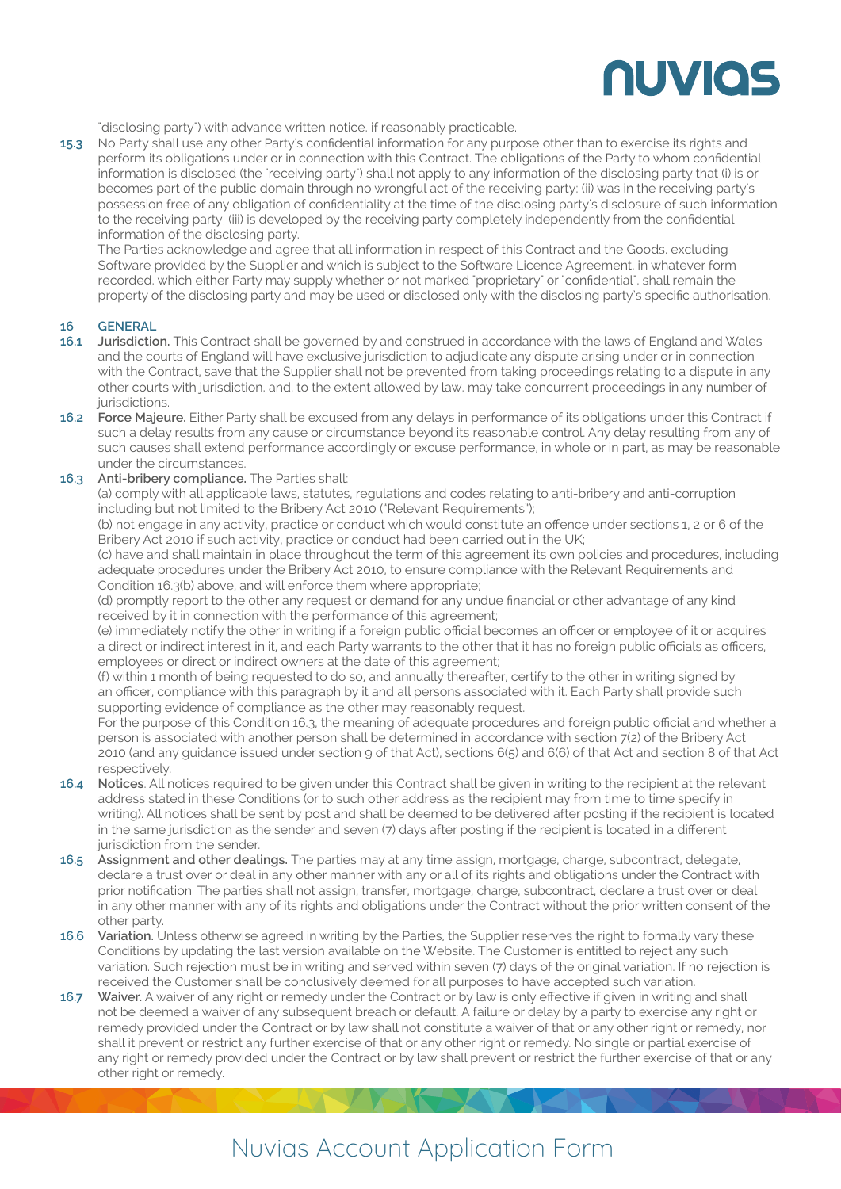"disclosing party") with advance written notice, if reasonably practicable.

**15.3** No Party shall use any other Party's confidential information for any purpose other than to exercise its rights and perform its obligations under or in connection with this Contract. The obligations of the Party to whom confidential information is disclosed (the "receiving party") shall not apply to any information of the disclosing party that (i) is or becomes part of the public domain through no wrongful act of the receiving party; (ii) was in the receiving party's possession free of any obligation of confidentiality at the time of the disclosing party's disclosure of such information to the receiving party; (iii) is developed by the receiving party completely independently from the confidential information of the disclosing party.

The Parties acknowledge and agree that all information in respect of this Contract and the Goods, excluding Software provided by the Supplier and which is subject to the Software Licence Agreement, in whatever form recorded, which either Party may supply whether or not marked "proprietary" or "confidential", shall remain the property of the disclosing party and may be used or disclosed only with the disclosing party's specific authorisation.

## 16 GENERAL

**16.1** **Jurisdiction.** This Contract shall be governed by and construed in accordance with the laws of England and Wales and the courts of England will have exclusive jurisdiction to adjudicate any dispute arising under or in connection with the Contract, save that the Supplier shall not be prevented from taking proceedings relating to a dispute in any other courts with jurisdiction, and, to the extent allowed by law, may take concurrent proceedings in any number of jurisdictions.

**16.2** **Force Majeure.** Either Party shall be excused from any delays in performance of its obligations under this Contract if such a delay results from any cause or circumstance beyond its reasonable control. Any delay resulting from any of such causes shall extend performance accordingly or excuse performance, in whole or in part, as may be reasonable under the circumstances.

**16.3** **Anti-bribery compliance.** The Parties shall:

(a) comply with all applicable laws, statutes, regulations and codes relating to anti-bribery and anti-corruption including but not limited to the Bribery Act 2010 ("Relevant Requirements");

(b) not engage in any activity, practice or conduct which would constitute an offence under sections 1, 2 or 6 of the Bribery Act 2010 if such activity, practice or conduct had been carried out in the UK;

(c) have and shall maintain in place throughout the term of this agreement its own policies and procedures, including adequate procedures under the Bribery Act 2010, to ensure compliance with the Relevant Requirements and Condition 16.3(b) above, and will enforce them where appropriate;

(d) promptly report to the other any request or demand for any undue financial or other advantage of any kind received by it in connection with the performance of this agreement;

(e) immediately notify the other in writing if a foreign public official becomes an officer or employee of it or acquires a direct or indirect interest in it, and each Party warrants to the other that it has no foreign public officials as officers, employees or direct or indirect owners at the date of this agreement;

(f) within 1 month of being requested to do so, and annually thereafter, certify to the other in writing signed by an officer, compliance with this paragraph by it and all persons associated with it. Each Party shall provide such supporting evidence of compliance as the other may reasonably request.

For the purpose of this Condition 16.3, the meaning of adequate procedures and foreign public official and whether a person is associated with another person shall be determined in accordance with section 7(2) of the Bribery Act 2010 (and any guidance issued under section 9 of that Act), sections 6(5) and 6(6) of that Act and section 8 of that Act respectively.

**16.4** **Notices**. All notices required to be given under this Contract shall be given in writing to the recipient at the relevant address stated in these Conditions (or to such other address as the recipient may from time to time specify in writing). All notices shall be sent by post and shall be deemed to be delivered after posting if the recipient is located in the same jurisdiction as the sender and seven (7) days after posting if the recipient is located in a different jurisdiction from the sender.

**16.5** **Assignment and other dealings.** The parties may at any time assign, mortgage, charge, subcontract, delegate, declare a trust over or deal in any other manner with any or all of its rights and obligations under the Contract with prior notification. The parties shall not assign, transfer, mortgage, charge, subcontract, declare a trust over or deal in any other manner with any of its rights and obligations under the Contract without the prior written consent of the other party.

**16.6** **Variation.** Unless otherwise agreed in writing by the Parties, the Supplier reserves the right to formally vary these Conditions by updating the last version available on the Website. The Customer is entitled to reject any such variation. Such rejection must be in writing and served within seven (7) days of the original variation. If no rejection is received the Customer shall be conclusively deemed for all purposes to have accepted such variation.

**16.7** **Waiver.** A waiver of any right or remedy under the Contract or by law is only effective if given in writing and shall not be deemed a waiver of any subsequent breach or default. A failure or delay by a party to exercise any right or remedy provided under the Contract or by law shall not constitute a waiver of that or any other right or remedy, nor shall it prevent or restrict any further exercise of that or any other right or remedy. No single or partial exercise of any right or remedy provided under the Contract or by law shall prevent or restrict the further exercise of that or any other right or remedy.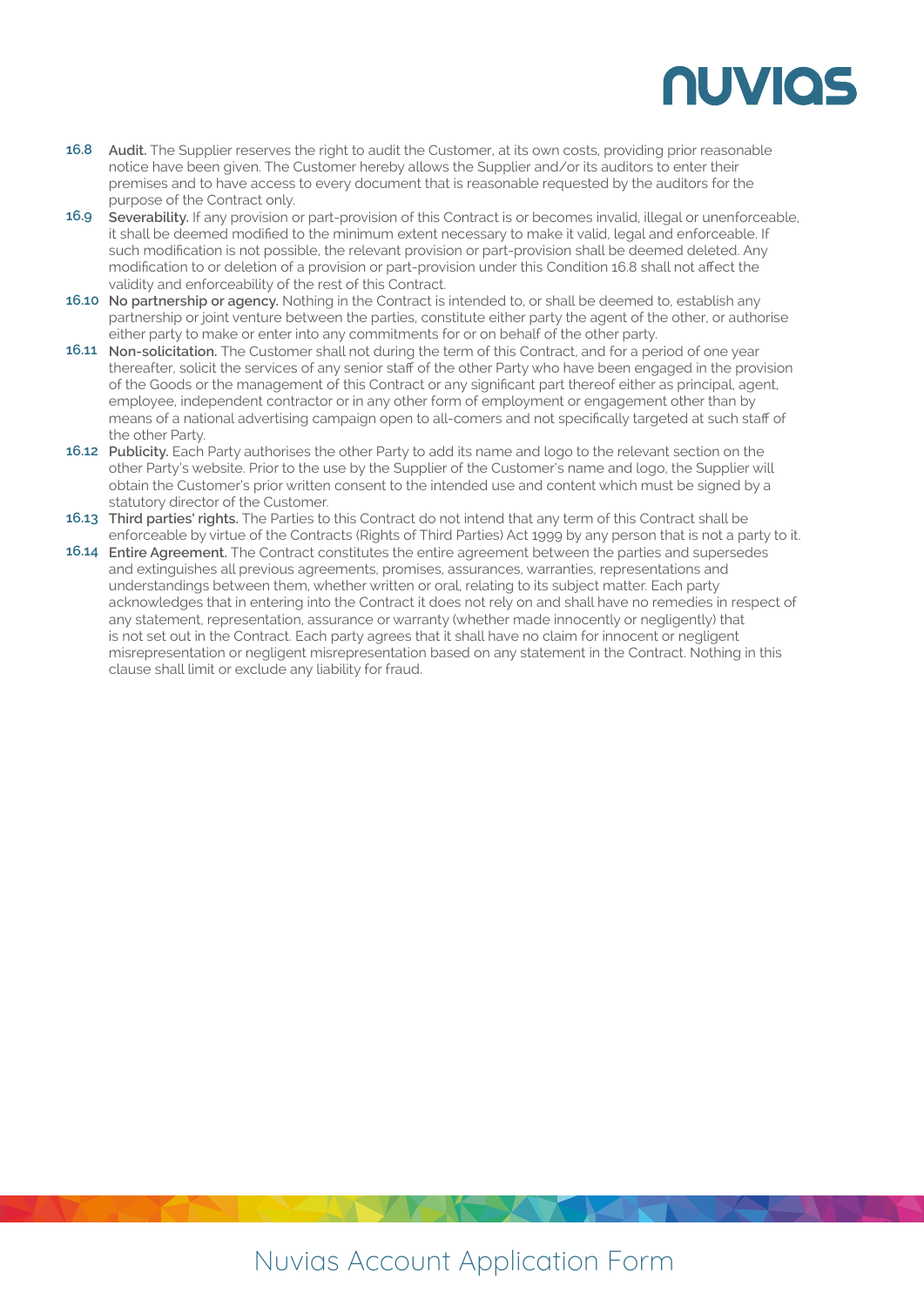**16.8 Audit.** The Supplier reserves the right to audit the Customer, at its own costs, providing prior reasonable notice have been given. The Customer hereby allows the Supplier and/or its auditors to enter their premises and to have access to every document that is reasonable requested by the auditors for the purpose of the Contract only.

**16.9 Severability.** If any provision or part-provision of this Contract is or becomes invalid, illegal or unenforceable, it shall be deemed modified to the minimum extent necessary to make it valid, legal and enforceable. If such modification is not possible, the relevant provision or part-provision shall be deemed deleted. Any modification to or deletion of a provision or part-provision under this Condition 16.8 shall not affect the validity and enforceability of the rest of this Contract.

**16.10 No partnership or agency.** Nothing in the Contract is intended to, or shall be deemed to, establish any partnership or joint venture between the parties, constitute either party the agent of the other, or authorise either party to make or enter into any commitments for or on behalf of the other party.

**16.11 Non-solicitation.** The Customer shall not during the term of this Contract, and for a period of one year thereafter, solicit the services of any senior staff of the other Party who have been engaged in the provision of the Goods or the management of this Contract or any significant part thereof either as principal, agent, employee, independent contractor or in any other form of employment or engagement other than by means of a national advertising campaign open to all-comers and not specifically targeted at such staff of the other Party.

**16.12 Publicity.** Each Party authorises the other Party to add its name and logo to the relevant section on the other Party's website. Prior to the use by the Supplier of the Customer's name and logo, the Supplier will obtain the Customer's prior written consent to the intended use and content which must be signed by a statutory director of the Customer.

**16.13 Third parties' rights.** The Parties to this Contract do not intend that any term of this Contract shall be enforceable by virtue of the Contracts (Rights of Third Parties) Act 1999 by any person that is not a party to it.

**16.14 Entire Agreement.** The Contract constitutes the entire agreement between the parties and supersedes and extinguishes all previous agreements, promises, assurances, warranties, representations and understandings between them, whether written or oral, relating to its subject matter. Each party acknowledges that in entering into the Contract it does not rely on and shall have no remedies in respect of any statement, representation, assurance or warranty (whether made innocently or negligently) that is not set out in the Contract. Each party agrees that it shall have no claim for innocent or negligent misrepresentation or negligent misrepresentation based on any statement in the Contract. Nothing in this clause shall limit or exclude any liability for fraud.